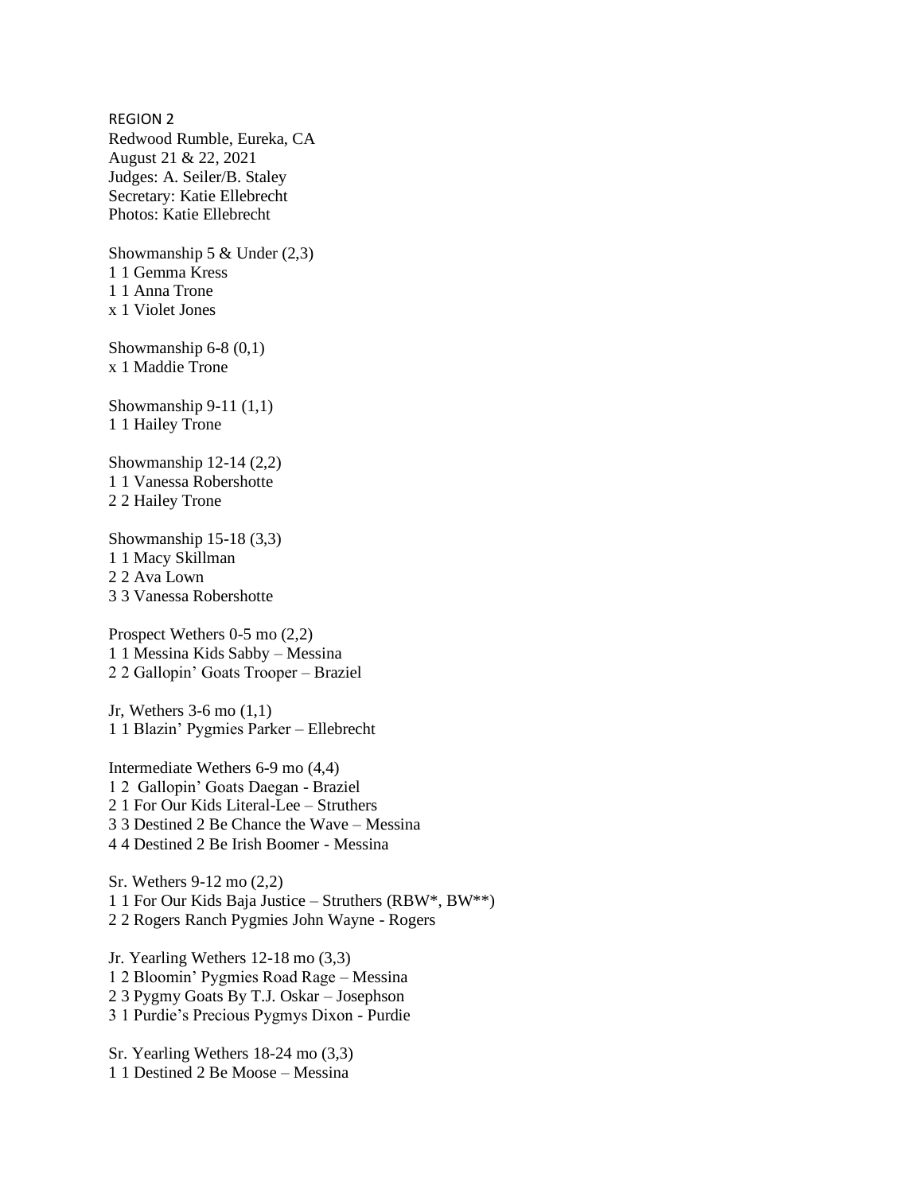REGION 2

Redwood Rumble, Eureka, CA
August 21 & 22, 2021
Judges: A. Seiler/B. Staley
Secretary: Katie Ellebrecht
Photos: Katie Ellebrecht

Showmanship 5 & Under (2,3)
1 1 Gemma Kress
1 1 Anna Trone
x 1 Violet Jones

Showmanship 6-8 (0,1)
x 1 Maddie Trone

Showmanship 9-11 (1,1)
1 1 Hailey Trone

Showmanship 12-14 (2,2)
1 1 Vanessa Robershotte
2 2 Hailey Trone

Showmanship 15-18 (3,3)
1 1 Macy Skillman
2 2 Ava Lown
3 3 Vanessa Robershotte

Prospect Wethers 0-5 mo (2,2)
1 1 Messina Kids Sabby – Messina
2 2 Gallopin' Goats Trooper – Braziel

Jr, Wethers 3-6 mo (1,1)
1 1 Blazin' Pygmies Parker – Ellebrecht

Intermediate Wethers 6-9 mo (4,4)
1 2 Gallopin' Goats Daegan - Braziel
2 1 For Our Kids Literal-Lee – Struthers
3 3 Destined 2 Be Chance the Wave – Messina
4 4 Destined 2 Be Irish Boomer - Messina

Sr. Wethers 9-12 mo (2,2)
1 1 For Our Kids Baja Justice – Struthers (RBW*, BW**)
2 2 Rogers Ranch Pygmies John Wayne - Rogers

Jr. Yearling Wethers 12-18 mo (3,3)
1 2 Bloomin' Pygmies Road Rage – Messina
2 3 Pygmy Goats By T.J. Oskar – Josephson
3 1 Purdie's Precious Pygmys Dixon - Purdie

Sr. Yearling Wethers 18-24 mo (3,3)
1 1 Destined 2 Be Moose – Messina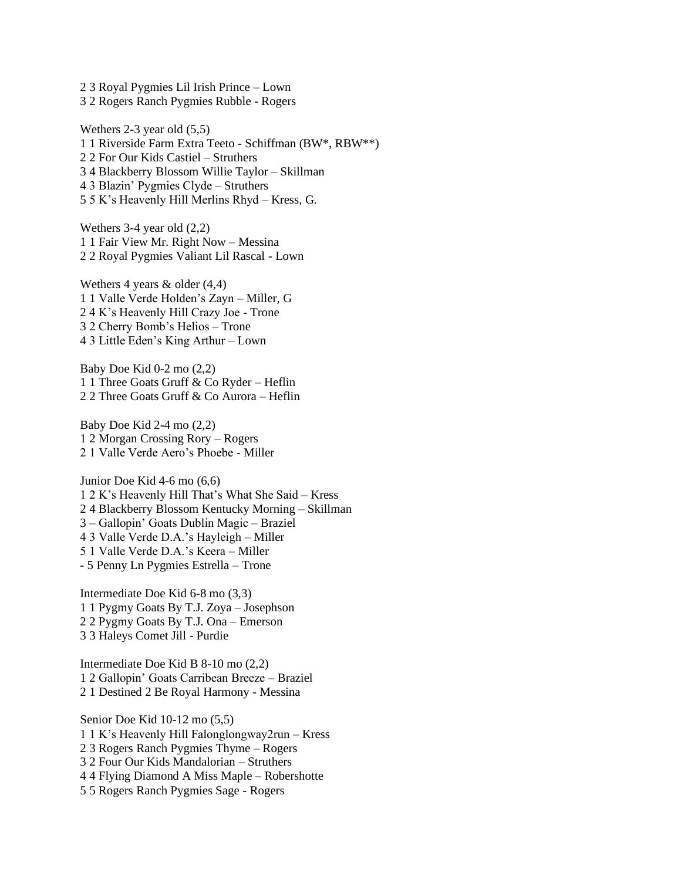2 3 Royal Pygmies Lil Irish Prince – Lown
3 2 Rogers Ranch Pygmies Rubble - Rogers

Wethers 2-3 year old (5,5)
1 1 Riverside Farm Extra Teeto - Schiffman (BW*, RBW**)
2 2 For Our Kids Castiel – Struthers
3 4 Blackberry Blossom Willie Taylor – Skillman
4 3 Blazin' Pygmies Clyde – Struthers
5 5 K's Heavenly Hill Merlins Rhyd – Kress, G.

Wethers 3-4 year old (2,2)
1 1 Fair View Mr. Right Now – Messina
2 2 Royal Pygmies Valiant Lil Rascal - Lown

Wethers 4 years & older (4,4)
1 1 Valle Verde Holden's Zayn – Miller, G
2 4 K's Heavenly Hill Crazy Joe - Trone
3 2 Cherry Bomb's Helios – Trone
4 3 Little Eden's King Arthur – Lown

Baby Doe Kid 0-2 mo (2,2)
1 1 Three Goats Gruff & Co Ryder – Heflin
2 2 Three Goats Gruff & Co Aurora – Heflin

Baby Doe Kid 2-4 mo (2,2)
1 2 Morgan Crossing Rory – Rogers
2 1 Valle Verde Aero's Phoebe - Miller

Junior Doe Kid 4-6 mo (6,6)
1 2 K's Heavenly Hill That's What She Said – Kress
2 4 Blackberry Blossom Kentucky Morning – Skillman
3 – Gallopin' Goats Dublin Magic – Braziel
4 3 Valle Verde D.A.'s Hayleigh – Miller
5 1 Valle Verde D.A.'s Keera – Miller
- 5 Penny Ln Pygmies Estrella – Trone

Intermediate Doe Kid 6-8 mo (3,3)
1 1 Pygmy Goats By T.J. Zoya – Josephson
2 2 Pygmy Goats By T.J. Ona – Emerson
3 3 Haleys Comet Jill - Purdie

Intermediate Doe Kid B 8-10 mo (2,2)
1 2 Gallopin' Goats Carribean Breeze – Braziel
2 1 Destined 2 Be Royal Harmony - Messina

Senior Doe Kid 10-12 mo (5,5)
1 1 K's Heavenly Hill Falonglongway2run – Kress
2 3 Rogers Ranch Pygmies Thyme – Rogers
3 2 Four Our Kids Mandalorian – Struthers
4 4 Flying Diamond A Miss Maple – Robershotte
5 5 Rogers Ranch Pygmies Sage - Rogers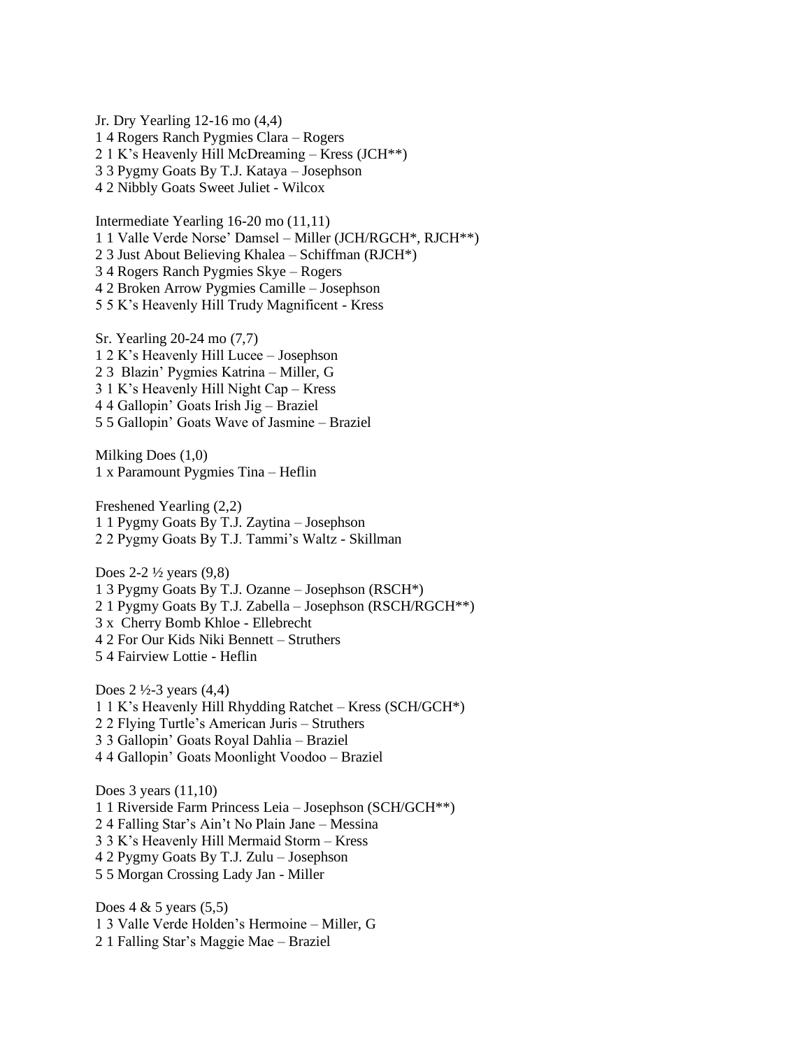Jr. Dry Yearling 12-16 mo (4,4)
1 4 Rogers Ranch Pygmies Clara – Rogers
2 1 K's Heavenly Hill McDreaming – Kress (JCH**)
3 3 Pygmy Goats By T.J. Kataya – Josephson
4 2 Nibbly Goats Sweet Juliet - Wilcox

Intermediate Yearling 16-20 mo (11,11)
1 1 Valle Verde Norse' Damsel – Miller (JCH/RGCH*, RJCH**)
2 3 Just About Believing Khalea – Schiffman (RJCH*)
3 4 Rogers Ranch Pygmies Skye – Rogers
4 2 Broken Arrow Pygmies Camille – Josephson
5 5 K's Heavenly Hill Trudy Magnificent - Kress

Sr. Yearling 20-24 mo (7,7)
1 2 K's Heavenly Hill Lucee – Josephson
2 3 Blazin' Pygmies Katrina – Miller, G
3 1 K's Heavenly Hill Night Cap – Kress
4 4 Gallopin' Goats Irish Jig – Braziel
5 5 Gallopin' Goats Wave of Jasmine – Braziel

Milking Does (1,0)
1 x Paramount Pygmies Tina – Heflin

Freshened Yearling (2,2)
1 1 Pygmy Goats By T.J. Zaytina – Josephson
2 2 Pygmy Goats By T.J. Tammi's Waltz - Skillman

Does 2-2 ½ years (9,8)
1 3 Pygmy Goats By T.J. Ozanne – Josephson (RSCH*)
2 1 Pygmy Goats By T.J. Zabella – Josephson (RSCH/RGCH**)
3 x Cherry Bomb Khloe - Ellebrecht
4 2 For Our Kids Niki Bennett – Struthers
5 4 Fairview Lottie - Heflin

Does 2 ½-3 years (4,4)
1 1 K's Heavenly Hill Rhydding Ratchet – Kress (SCH/GCH*)
2 2 Flying Turtle's American Juris – Struthers
3 3 Gallopin' Goats Royal Dahlia – Braziel
4 4 Gallopin' Goats Moonlight Voodoo – Braziel

Does 3 years (11,10)
1 1 Riverside Farm Princess Leia – Josephson (SCH/GCH**)
2 4 Falling Star's Ain't No Plain Jane – Messina
3 3 K's Heavenly Hill Mermaid Storm – Kress
4 2 Pygmy Goats By T.J. Zulu – Josephson
5 5 Morgan Crossing Lady Jan - Miller

Does 4 & 5 years (5,5)
1 3 Valle Verde Holden's Hermoine – Miller, G
2 1 Falling Star's Maggie Mae – Braziel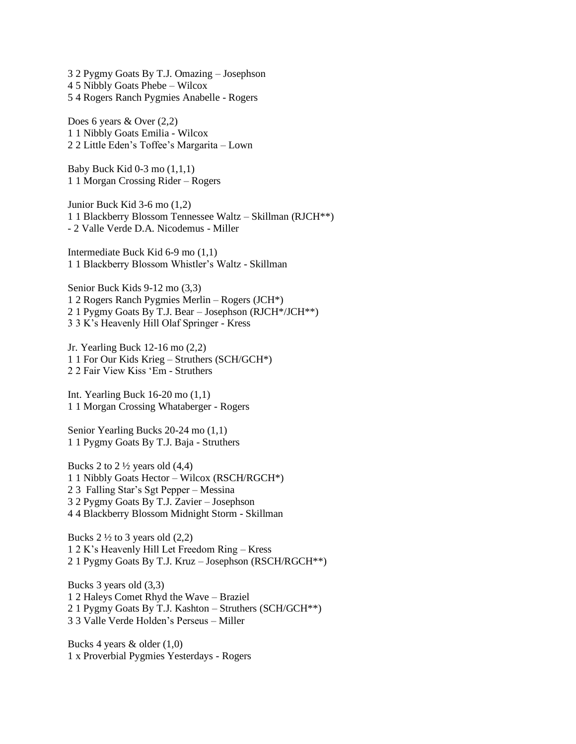3 2 Pygmy Goats By T.J. Omazing – Josephson
4 5 Nibbly Goats Phebe – Wilcox
5 4 Rogers Ranch Pygmies Anabelle - Rogers

Does 6 years & Over (2,2)
1 1 Nibbly Goats Emilia - Wilcox
2 2 Little Eden's Toffee's Margarita – Lown

Baby Buck Kid 0-3 mo (1,1,1)
1 1 Morgan Crossing Rider – Rogers

Junior Buck Kid 3-6 mo (1,2)
1 1 Blackberry Blossom Tennessee Waltz – Skillman (RJCH**)
- 2 Valle Verde D.A. Nicodemus - Miller

Intermediate Buck Kid 6-9 mo (1,1)
1 1 Blackberry Blossom Whistler's Waltz - Skillman

Senior Buck Kids 9-12 mo (3,3)
1 2 Rogers Ranch Pygmies Merlin – Rogers (JCH*)
2 1 Pygmy Goats By T.J. Bear – Josephson (RJCH*/JCH**)
3 3 K's Heavenly Hill Olaf Springer - Kress

Jr. Yearling Buck 12-16 mo (2,2)
1 1 For Our Kids Krieg – Struthers (SCH/GCH*)
2 2 Fair View Kiss 'Em - Struthers

Int. Yearling Buck 16-20 mo (1,1)
1 1 Morgan Crossing Whataberger - Rogers

Senior Yearling Bucks 20-24 mo (1,1)
1 1 Pygmy Goats By T.J. Baja - Struthers

Bucks 2 to 2 ½ years old (4,4)
1 1 Nibbly Goats Hector – Wilcox (RSCH/RGCH*)
2 3 Falling Star's Sgt Pepper – Messina
3 2 Pygmy Goats By T.J. Zavier – Josephson
4 4 Blackberry Blossom Midnight Storm - Skillman

Bucks 2 ½ to 3 years old (2,2)
1 2 K's Heavenly Hill Let Freedom Ring – Kress
2 1 Pygmy Goats By T.J. Kruz – Josephson (RSCH/RGCH**)

Bucks 3 years old (3,3)
1 2 Haleys Comet Rhyd the Wave – Braziel
2 1 Pygmy Goats By T.J. Kashton – Struthers (SCH/GCH**)
3 3 Valle Verde Holden's Perseus – Miller

Bucks 4 years & older (1,0)
1 x Proverbial Pygmies Yesterdays - Rogers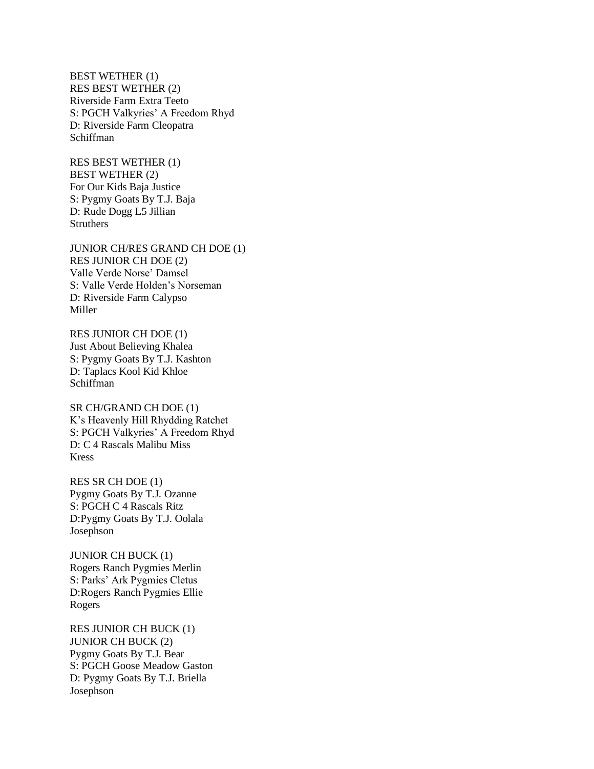BEST WETHER (1)
RES BEST WETHER (2)
Riverside Farm Extra Teeto
S: PGCH Valkyries' A Freedom Rhyd
D: Riverside Farm Cleopatra
Schiffman

RES BEST WETHER (1)
BEST WETHER (2)
For Our Kids Baja Justice
S: Pygmy Goats By T.J. Baja
D: Rude Dogg L5 Jillian
Struthers

JUNIOR CH/RES GRAND CH DOE (1)
RES JUNIOR CH DOE (2)
Valle Verde Norse' Damsel
S: Valle Verde Holden's Norseman
D: Riverside Farm Calypso
Miller

RES JUNIOR CH DOE (1)
Just About Believing Khalea
S: Pygmy Goats By T.J. Kashton
D: Taplacs Kool Kid Khloe
Schiffman

SR CH/GRAND CH DOE (1)
K's Heavenly Hill Rhydding Ratchet
S: PGCH Valkyries' A Freedom Rhyd
D: C 4 Rascals Malibu Miss
Kress

RES SR CH DOE (1)
Pygmy Goats By T.J. Ozanne
S: PGCH C 4 Rascals Ritz
D:Pygmy Goats By T.J. Oolala
Josephson

JUNIOR CH BUCK (1)
Rogers Ranch Pygmies Merlin
S: Parks' Ark Pygmies Cletus
D:Rogers Ranch Pygmies Ellie
Rogers

RES JUNIOR CH BUCK (1)
JUNIOR CH BUCK (2)
Pygmy Goats By T.J. Bear
S: PGCH Goose Meadow Gaston
D: Pygmy Goats By T.J. Briella
Josephson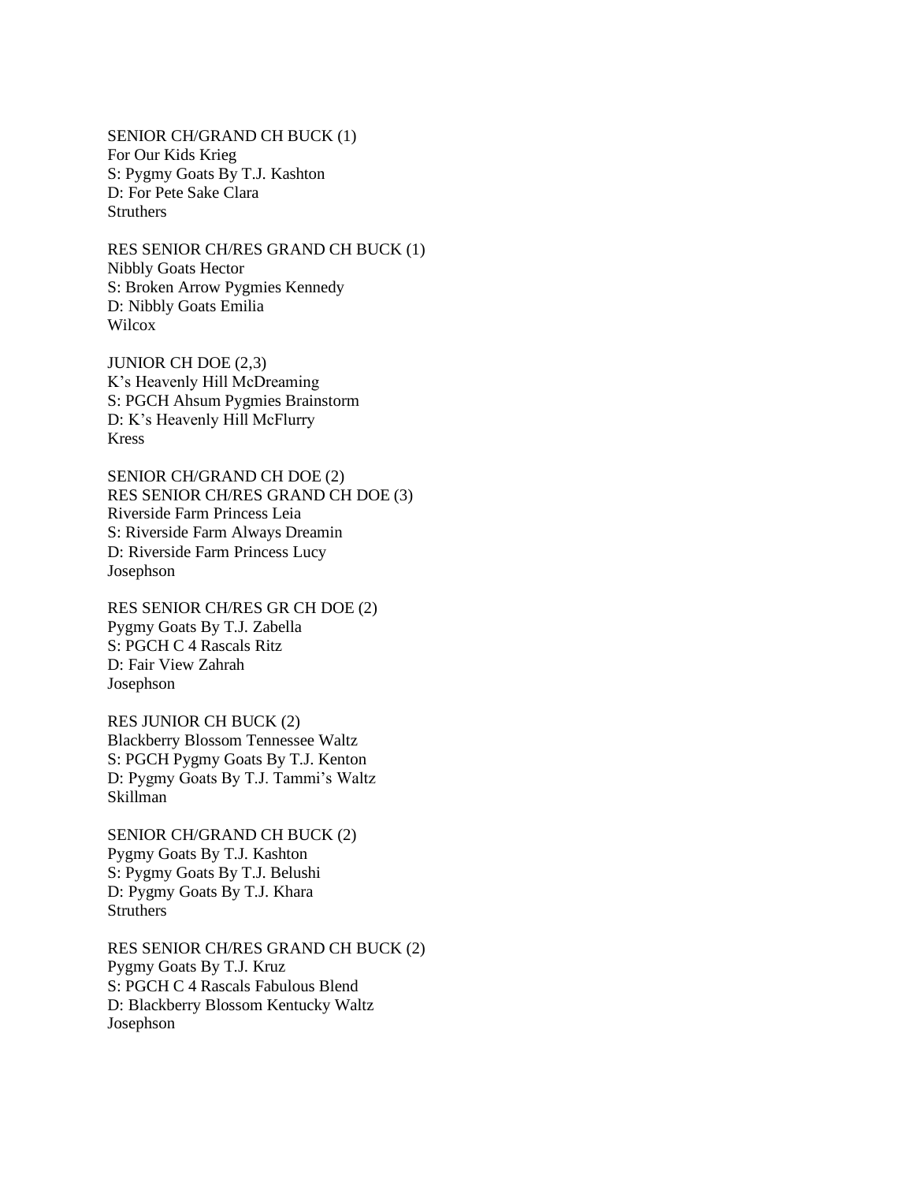SENIOR CH/GRAND CH BUCK (1)
For Our Kids Krieg
S: Pygmy Goats By T.J. Kashton
D: For Pete Sake Clara
Struthers

RES SENIOR CH/RES GRAND CH BUCK (1)
Nibbly Goats Hector
S: Broken Arrow Pygmies Kennedy
D: Nibbly Goats Emilia
Wilcox

JUNIOR CH DOE (2,3)
K's Heavenly Hill McDreaming
S: PGCH Ahsum Pygmies Brainstorm
D: K's Heavenly Hill McFlurry
Kress

SENIOR CH/GRAND CH DOE (2)
RES SENIOR CH/RES GRAND CH DOE (3)
Riverside Farm Princess Leia
S: Riverside Farm Always Dreamin
D: Riverside Farm Princess Lucy
Josephson

RES SENIOR CH/RES GR CH DOE (2)
Pygmy Goats By T.J. Zabella
S: PGCH C 4 Rascals Ritz
D: Fair View Zahrah
Josephson

RES JUNIOR CH BUCK (2)
Blackberry Blossom Tennessee Waltz
S: PGCH Pygmy Goats By T.J. Kenton
D: Pygmy Goats By T.J. Tammi's Waltz
Skillman

SENIOR CH/GRAND CH BUCK (2)
Pygmy Goats By T.J. Kashton
S: Pygmy Goats By T.J. Belushi
D: Pygmy Goats By T.J. Khara
Struthers

RES SENIOR CH/RES GRAND CH BUCK (2)
Pygmy Goats By T.J. Kruz
S: PGCH C 4 Rascals Fabulous Blend
D: Blackberry Blossom Kentucky Waltz
Josephson